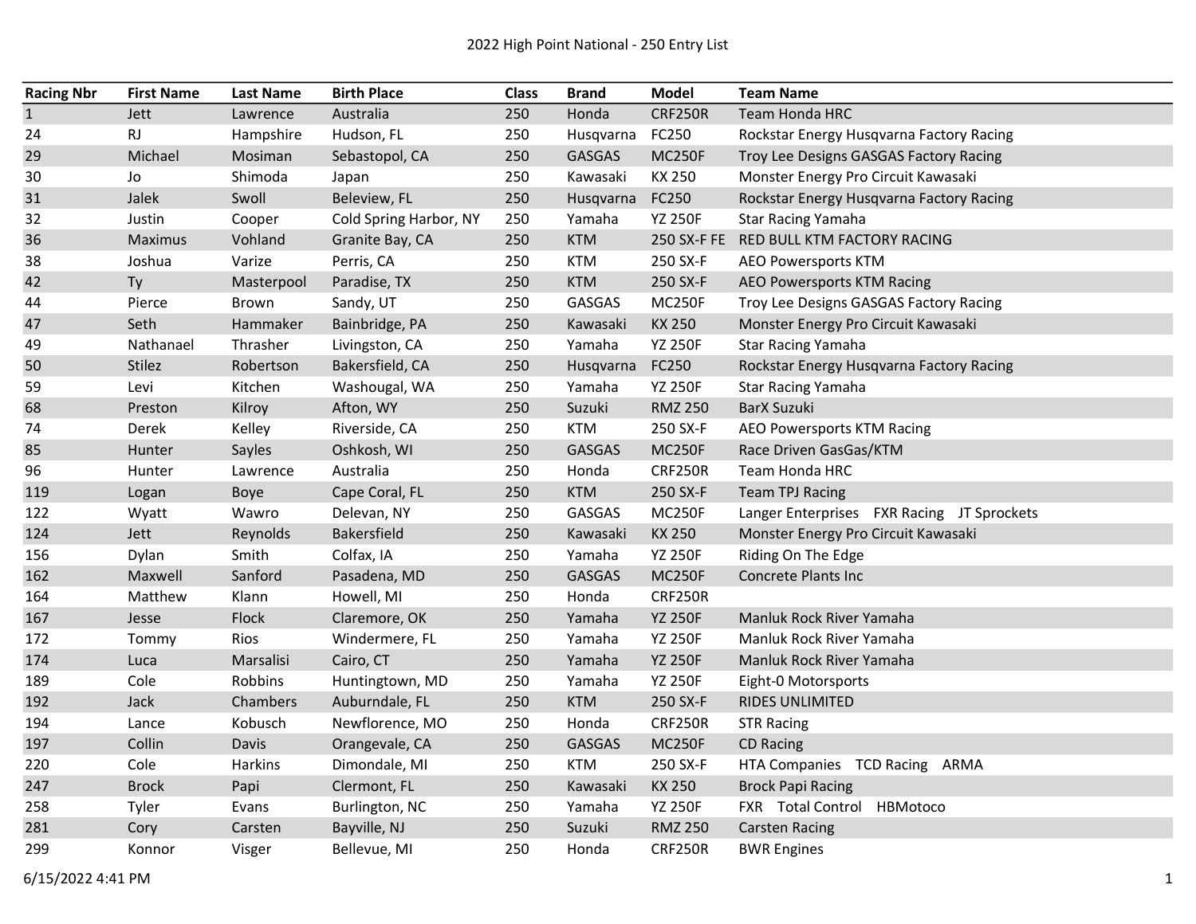# 2022 High Point National - 250 Entry List

| Racing Nbr | First Name | Last Name | Birth Place | Class | Brand | Model | Team Name |
|---|---|---|---|---|---|---|---|
| 1 | Jett | Lawrence | Australia | 250 | Honda | CRF250R | Team Honda HRC |
| 24 | RJ | Hampshire | Hudson, FL | 250 | Husqvarna | FC250 | Rockstar Energy Husqvarna Factory Racing |
| 29 | Michael | Mosiman | Sebastopol, CA | 250 | GASGAS | MC250F | Troy Lee Designs GASGAS Factory Racing |
| 30 | Jo | Shimoda | Japan | 250 | Kawasaki | KX 250 | Monster Energy Pro Circuit Kawasaki |
| 31 | Jalek | Swoll | Beleview, FL | 250 | Husqvarna | FC250 | Rockstar Energy Husqvarna Factory Racing |
| 32 | Justin | Cooper | Cold Spring Harbor, NY | 250 | Yamaha | YZ 250F | Star Racing Yamaha |
| 36 | Maximus | Vohland | Granite Bay, CA | 250 | KTM | 250 SX-F FE | RED BULL KTM FACTORY RACING |
| 38 | Joshua | Varize | Perris, CA | 250 | KTM | 250 SX-F | AEO Powersports KTM |
| 42 | Ty | Masterpool | Paradise, TX | 250 | KTM | 250 SX-F | AEO Powersports KTM Racing |
| 44 | Pierce | Brown | Sandy, UT | 250 | GASGAS | MC250F | Troy Lee Designs GASGAS Factory Racing |
| 47 | Seth | Hammaker | Bainbridge, PA | 250 | Kawasaki | KX 250 | Monster Energy Pro Circuit Kawasaki |
| 49 | Nathanael | Thrasher | Livingston, CA | 250 | Yamaha | YZ 250F | Star Racing Yamaha |
| 50 | Stilez | Robertson | Bakersfield, CA | 250 | Husqvarna | FC250 | Rockstar Energy Husqvarna Factory Racing |
| 59 | Levi | Kitchen | Washougal, WA | 250 | Yamaha | YZ 250F | Star Racing Yamaha |
| 68 | Preston | Kilroy | Afton, WY | 250 | Suzuki | RMZ 250 | BarX Suzuki |
| 74 | Derek | Kelley | Riverside, CA | 250 | KTM | 250 SX-F | AEO Powersports KTM Racing |
| 85 | Hunter | Sayles | Oshkosh, WI | 250 | GASGAS | MC250F | Race Driven GasGas/KTM |
| 96 | Hunter | Lawrence | Australia | 250 | Honda | CRF250R | Team Honda HRC |
| 119 | Logan | Boye | Cape Coral, FL | 250 | KTM | 250 SX-F | Team TPJ Racing |
| 122 | Wyatt | Wawro | Delevan, NY | 250 | GASGAS | MC250F | Langer Enterprises FXR Racing JT Sprockets |
| 124 | Jett | Reynolds | Bakersfield | 250 | Kawasaki | KX 250 | Monster Energy Pro Circuit Kawasaki |
| 156 | Dylan | Smith | Colfax, IA | 250 | Yamaha | YZ 250F | Riding On The Edge |
| 162 | Maxwell | Sanford | Pasadena, MD | 250 | GASGAS | MC250F | Concrete Plants Inc |
| 164 | Matthew | Klann | Howell, MI | 250 | Honda | CRF250R | |
| 167 | Jesse | Flock | Claremore, OK | 250 | Yamaha | YZ 250F | Manluk Rock River Yamaha |
| 172 | Tommy | Rios | Windermere, FL | 250 | Yamaha | YZ 250F | Manluk Rock River Yamaha |
| 174 | Luca | Marsalisi | Cairo, CT | 250 | Yamaha | YZ 250F | Manluk Rock River Yamaha |
| 189 | Cole | Robbins | Huntingtown, MD | 250 | Yamaha | YZ 250F | Eight-0 Motorsports |
| 192 | Jack | Chambers | Auburndale, FL | 250 | KTM | 250 SX-F | RIDES UNLIMITED |
| 194 | Lance | Kobusch | Newflorence, MO | 250 | Honda | CRF250R | STR Racing |
| 197 | Collin | Davis | Orangevale, CA | 250 | GASGAS | MC250F | CD Racing |
| 220 | Cole | Harkins | Dimondale, MI | 250 | KTM | 250 SX-F | HTA Companies TCD Racing ARMA |
| 247 | Brock | Papi | Clermont, FL | 250 | Kawasaki | KX 250 | Brock Papi Racing |
| 258 | Tyler | Evans | Burlington, NC | 250 | Yamaha | YZ 250F | FXR Total Control HBMotoco |
| 281 | Cory | Carsten | Bayville, NJ | 250 | Suzuki | RMZ 250 | Carsten Racing |
| 299 | Konnor | Visger | Bellevue, MI | 250 | Honda | CRF250R | BWR Engines |

6/15/2022 4:41 PM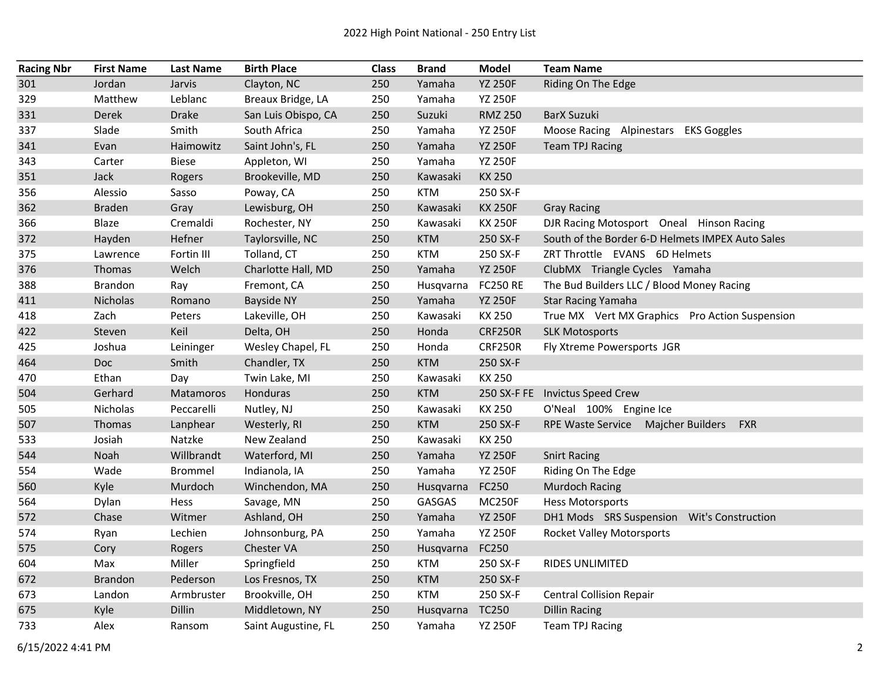2022 High Point National - 250 Entry List

| Racing Nbr | First Name | Last Name | Birth Place | Class | Brand | Model | Team Name |
|---|---|---|---|---|---|---|---|
| 301 | Jordan | Jarvis | Clayton, NC | 250 | Yamaha | YZ 250F | Riding On The Edge |
| 329 | Matthew | Leblanc | Breaux Bridge, LA | 250 | Yamaha | YZ 250F | |
| 331 | Derek | Drake | San Luis Obispo, CA | 250 | Suzuki | RMZ 250 | BarX Suzuki |
| 337 | Slade | Smith | South Africa | 250 | Yamaha | YZ 250F | Moose Racing Alpinestars EKS Goggles |
| 341 | Evan | Haimowitz | Saint John's, FL | 250 | Yamaha | YZ 250F | Team TPJ Racing |
| 343 | Carter | Biese | Appleton, WI | 250 | Yamaha | YZ 250F | |
| 351 | Jack | Rogers | Brookeville, MD | 250 | Kawasaki | KX 250 | |
| 356 | Alessio | Sasso | Poway, CA | 250 | KTM | 250 SX-F | |
| 362 | Braden | Gray | Lewisburg, OH | 250 | Kawasaki | KX 250F | Gray Racing |
| 366 | Blaze | Cremaldi | Rochester, NY | 250 | Kawasaki | KX 250F | DJR Racing Motosport Oneal Hinson Racing |
| 372 | Hayden | Hefner | Taylorsville, NC | 250 | KTM | 250 SX-F | South of the Border 6-D Helmets IMPEX Auto Sales |
| 375 | Lawrence | Fortin III | Tolland, CT | 250 | KTM | 250 SX-F | ZRT Throttle EVANS 6D Helmets |
| 376 | Thomas | Welch | Charlotte Hall, MD | 250 | Yamaha | YZ 250F | ClubMX Triangle Cycles Yamaha |
| 388 | Brandon | Ray | Fremont, CA | 250 | Husqvarna | FC250 RE | The Bud Builders LLC / Blood Money Racing |
| 411 | Nicholas | Romano | Bayside NY | 250 | Yamaha | YZ 250F | Star Racing Yamaha |
| 418 | Zach | Peters | Lakeville, OH | 250 | Kawasaki | KX 250 | True MX Vert MX Graphics Pro Action Suspension |
| 422 | Steven | Keil | Delta, OH | 250 | Honda | CRF250R | SLK Motosports |
| 425 | Joshua | Leininger | Wesley Chapel, FL | 250 | Honda | CRF250R | Fly Xtreme Powersports JGR |
| 464 | Doc | Smith | Chandler, TX | 250 | KTM | 250 SX-F | |
| 470 | Ethan | Day | Twin Lake, MI | 250 | Kawasaki | KX 250 | |
| 504 | Gerhard | Matamoros | Honduras | 250 | KTM | 250 SX-F FE | Invictus Speed Crew |
| 505 | Nicholas | Peccarelli | Nutley, NJ | 250 | Kawasaki | KX 250 | O'Neal 100% Engine Ice |
| 507 | Thomas | Lanphear | Westerly, RI | 250 | KTM | 250 SX-F | RPE Waste Service Majcher Builders FXR |
| 533 | Josiah | Natzke | New Zealand | 250 | Kawasaki | KX 250 | |
| 544 | Noah | Willbrandt | Waterford, MI | 250 | Yamaha | YZ 250F | Snirt Racing |
| 554 | Wade | Brommel | Indianola, IA | 250 | Yamaha | YZ 250F | Riding On The Edge |
| 560 | Kyle | Murdoch | Winchendon, MA | 250 | Husqvarna | FC250 | Murdoch Racing |
| 564 | Dylan | Hess | Savage, MN | 250 | GASGAS | MC250F | Hess Motorsports |
| 572 | Chase | Witmer | Ashland, OH | 250 | Yamaha | YZ 250F | DH1 Mods SRS Suspension Wit's Construction |
| 574 | Ryan | Lechien | Johnsonburg, PA | 250 | Yamaha | YZ 250F | Rocket Valley Motorsports |
| 575 | Cory | Rogers | Chester VA | 250 | Husqvarna | FC250 | |
| 604 | Max | Miller | Springfield | 250 | KTM | 250 SX-F | RIDES UNLIMITED |
| 672 | Brandon | Pederson | Los Fresnos, TX | 250 | KTM | 250 SX-F | |
| 673 | Landon | Armbruster | Brookville, OH | 250 | KTM | 250 SX-F | Central Collision Repair |
| 675 | Kyle | Dillin | Middletown, NY | 250 | Husqvarna | TC250 | Dillin Racing |
| 733 | Alex | Ransom | Saint Augustine, FL | 250 | Yamaha | YZ 250F | Team TPJ Racing |

6/15/2022 4:41 PM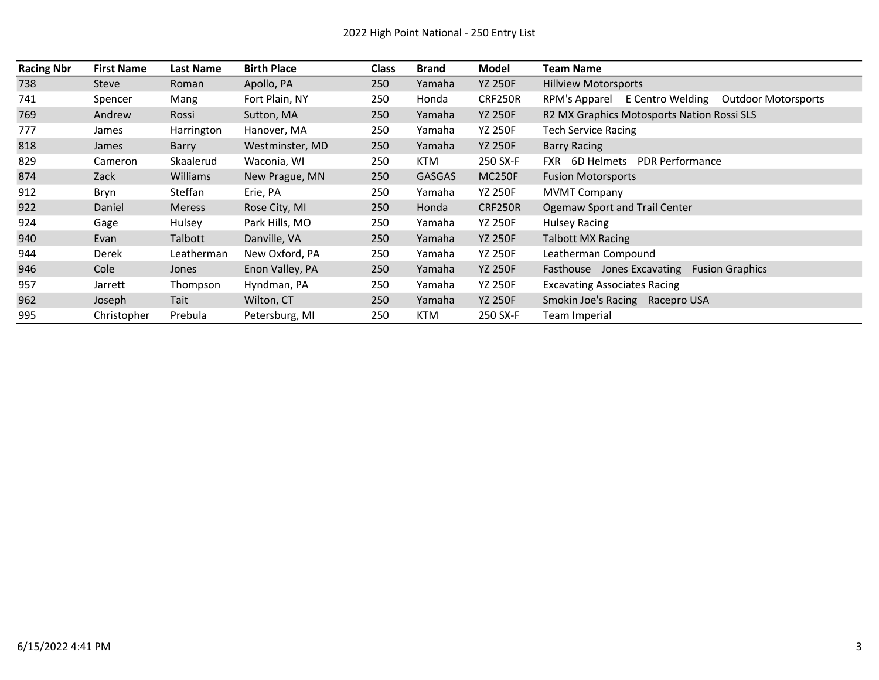| Racing Nbr | First Name | Last Name | Birth Place | Class | Brand | Model | Team Name |
|---|---|---|---|---|---|---|---|
| 738 | Steve | Roman | Apollo, PA | 250 | Yamaha | YZ 250F | Hillview Motorsports |
| 741 | Spencer | Mang | Fort Plain, NY | 250 | Honda | CRF250R | RPM's Apparel E Centro Welding Outdoor Motorsports |
| 769 | Andrew | Rossi | Sutton, MA | 250 | Yamaha | YZ 250F | R2 MX Graphics Motosports Nation Rossi SLS |
| 777 | James | Harrington | Hanover, MA | 250 | Yamaha | YZ 250F | Tech Service Racing |
| 818 | James | Barry | Westminster, MD | 250 | Yamaha | YZ 250F | Barry Racing |
| 829 | Cameron | Skaalerud | Waconia, WI | 250 | KTM | 250 SX-F | FXR 6D Helmets PDR Performance |
| 874 | Zack | Williams | New Prague, MN | 250 | GASGAS | MC250F | Fusion Motorsports |
| 912 | Bryn | Steffan | Erie, PA | 250 | Yamaha | YZ 250F | MVMT Company |
| 922 | Daniel | Meress | Rose City, MI | 250 | Honda | CRF250R | Ogemaw Sport and Trail Center |
| 924 | Gage | Hulsey | Park Hills, MO | 250 | Yamaha | YZ 250F | Hulsey Racing |
| 940 | Evan | Talbott | Danville, VA | 250 | Yamaha | YZ 250F | Talbott MX Racing |
| 944 | Derek | Leatherman | New Oxford, PA | 250 | Yamaha | YZ 250F | Leatherman Compound |
| 946 | Cole | Jones | Enon Valley, PA | 250 | Yamaha | YZ 250F | Fasthouse Jones Excavating Fusion Graphics |
| 957 | Jarrett | Thompson | Hyndman, PA | 250 | Yamaha | YZ 250F | Excavating Associates Racing |
| 962 | Joseph | Tait | Wilton, CT | 250 | Yamaha | YZ 250F | Smokin Joe's Racing Racepro USA |
| 995 | Christopher | Prebula | Petersburg, MI | 250 | KTM | 250 SX-F | Team Imperial |